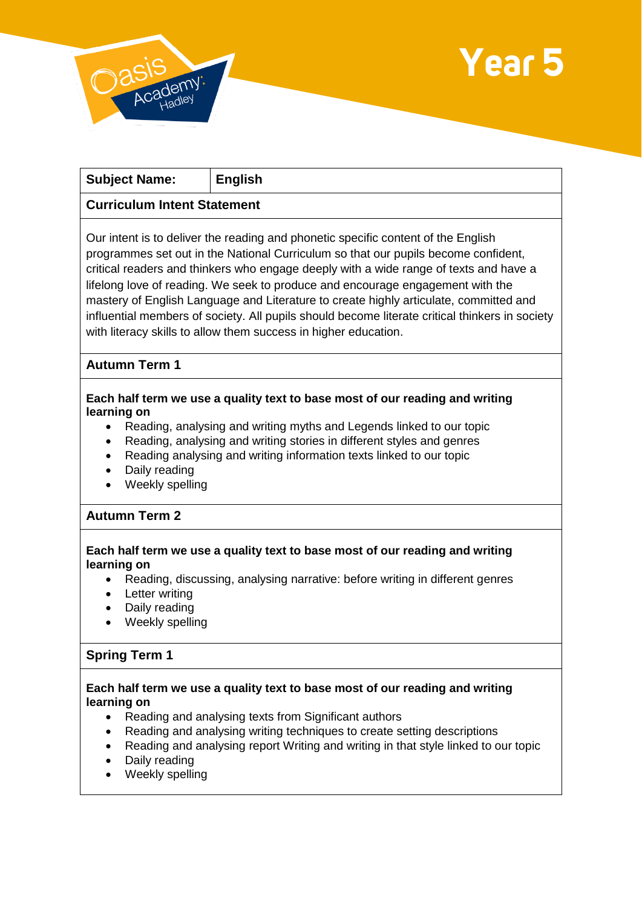# Year 5

| **Subject Name:** | **English** |
|---|---|

**Curriculum Intent Statement**

Our intent is to deliver the reading and phonetic specific content of the English programmes set out in the National Curriculum so that our pupils become confident, critical readers and thinkers who engage deeply with a wide range of texts and have a lifelong love of reading. We seek to produce and encourage engagement with the mastery of English Language and Literature to create highly articulate, committed and influential members of society. All pupils should become literate critical thinkers in society with literacy skills to allow them success in higher education.

## Autumn Term 1

**Each half term we use a quality text to base most of our reading and writing learning on**

- Reading, analysing and writing myths and Legends linked to our topic
- Reading, analysing and writing stories in different styles and genres
- Reading analysing and writing information texts linked to our topic
- Daily reading
- Weekly spelling

## Autumn Term 2

**Each half term we use a quality text to base most of our reading and writing learning on**

- Reading, discussing, analysing narrative: before writing in different genres
- Letter writing
- Daily reading
- Weekly spelling

## Spring Term 1

**Each half term we use a quality text to base most of our reading and writing learning on**

- Reading and analysing texts from Significant authors
- Reading and analysing writing techniques to create setting descriptions
- Reading and analysing report Writing and writing in that style linked to our topic
- Daily reading
- Weekly spelling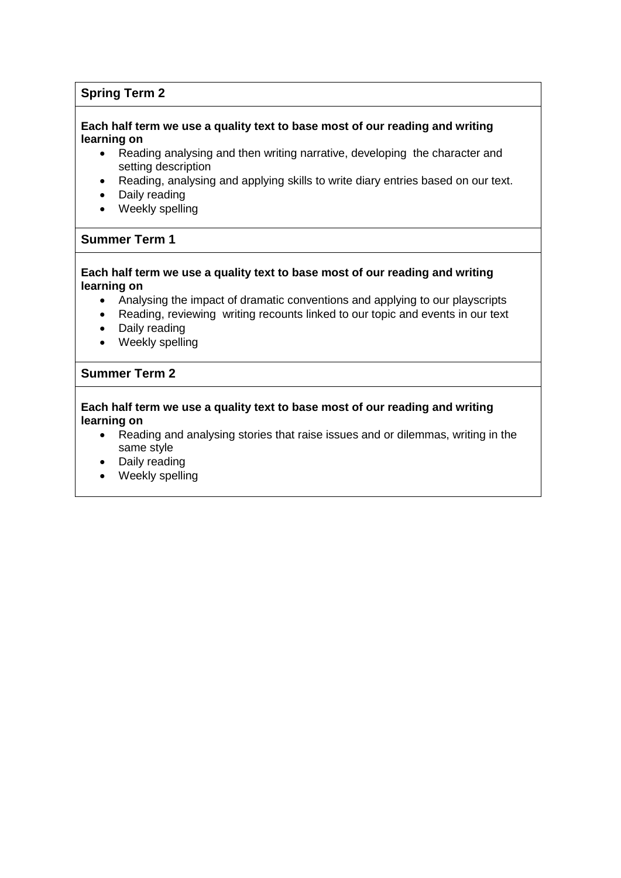## Spring Term 2

**Each half term we use a quality text to base most of our reading and writing learning on**

- Reading analysing and then writing narrative, developing the character and setting description
- Reading, analysing and applying skills to write diary entries based on our text.
- Daily reading
- Weekly spelling

## Summer Term 1

**Each half term we use a quality text to base most of our reading and writing learning on**

- Analysing the impact of dramatic conventions and applying to our playscripts
- Reading, reviewing writing recounts linked to our topic and events in our text
- Daily reading
- Weekly spelling

## Summer Term 2

**Each half term we use a quality text to base most of our reading and writing learning on**

- Reading and analysing stories that raise issues and or dilemmas, writing in the same style
- Daily reading
- Weekly spelling